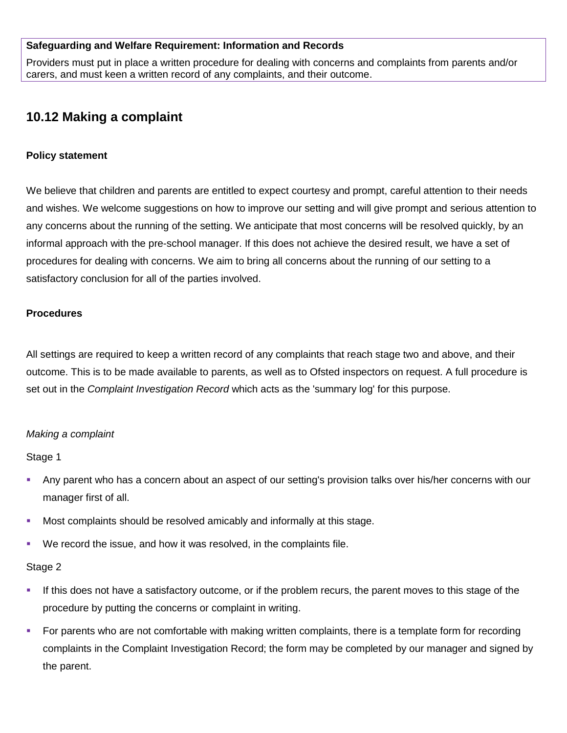**Safeguarding and Welfare Requirement: Information and Records**

Providers must put in place a written procedure for dealing with concerns and complaints from parents and/or carers, and must keen a written record of any complaints, and their outcome.

## 10.12 Making a complaint

### Policy statement

We believe that children and parents are entitled to expect courtesy and prompt, careful attention to their needs and wishes. We welcome suggestions on how to improve our setting and will give prompt and serious attention to any concerns about the running of the setting. We anticipate that most concerns will be resolved quickly, by an informal approach with the pre-school manager. If this does not achieve the desired result, we have a set of procedures for dealing with concerns. We aim to bring all concerns about the running of our setting to a satisfactory conclusion for all of the parties involved.

### Procedures

All settings are required to keep a written record of any complaints that reach stage two and above, and their outcome. This is to be made available to parents, as well as to Ofsted inspectors on request. A full procedure is set out in the *Complaint Investigation Record* which acts as the 'summary log' for this purpose.

*Making a complaint*

Stage 1

- Any parent who has a concern about an aspect of our setting's provision talks over his/her concerns with our manager first of all.
- Most complaints should be resolved amicably and informally at this stage.
- We record the issue, and how it was resolved, in the complaints file.

Stage 2

- If this does not have a satisfactory outcome, or if the problem recurs, the parent moves to this stage of the procedure by putting the concerns or complaint in writing.
- For parents who are not comfortable with making written complaints, there is a template form for recording complaints in the Complaint Investigation Record; the form may be completed by our manager and signed by the parent.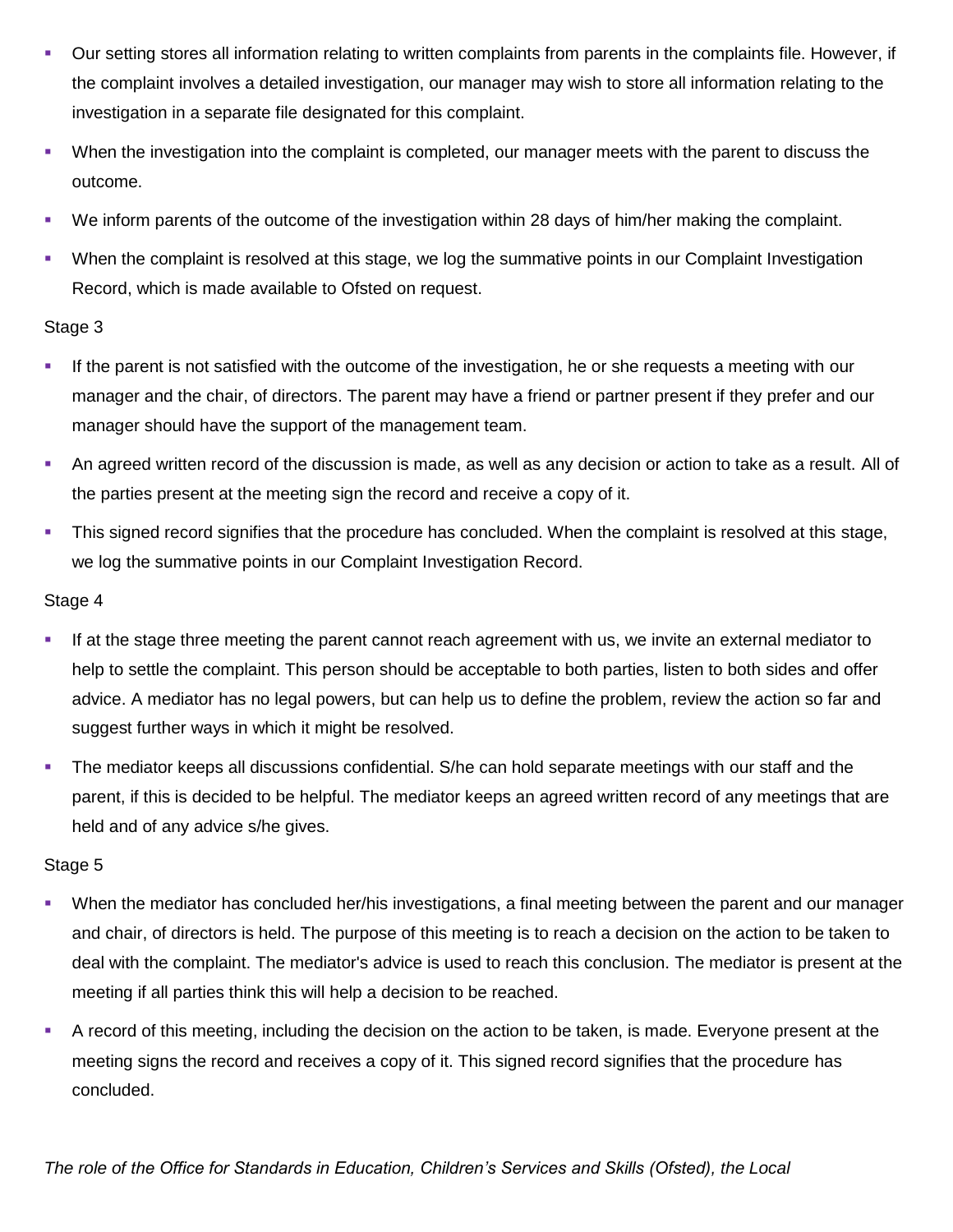- Our setting stores all information relating to written complaints from parents in the complaints file. However, if the complaint involves a detailed investigation, our manager may wish to store all information relating to the investigation in a separate file designated for this complaint.
- When the investigation into the complaint is completed, our manager meets with the parent to discuss the outcome.
- We inform parents of the outcome of the investigation within 28 days of him/her making the complaint.
- When the complaint is resolved at this stage, we log the summative points in our Complaint Investigation Record, which is made available to Ofsted on request.

Stage 3

- If the parent is not satisfied with the outcome of the investigation, he or she requests a meeting with our manager and the chair, of directors. The parent may have a friend or partner present if they prefer and our manager should have the support of the management team.
- An agreed written record of the discussion is made, as well as any decision or action to take as a result. All of the parties present at the meeting sign the record and receive a copy of it.
- This signed record signifies that the procedure has concluded. When the complaint is resolved at this stage, we log the summative points in our Complaint Investigation Record.

Stage 4

- If at the stage three meeting the parent cannot reach agreement with us, we invite an external mediator to help to settle the complaint. This person should be acceptable to both parties, listen to both sides and offer advice. A mediator has no legal powers, but can help us to define the problem, review the action so far and suggest further ways in which it might be resolved.
- The mediator keeps all discussions confidential. S/he can hold separate meetings with our staff and the parent, if this is decided to be helpful. The mediator keeps an agreed written record of any meetings that are held and of any advice s/he gives.

Stage 5

- When the mediator has concluded her/his investigations, a final meeting between the parent and our manager and chair, of directors is held. The purpose of this meeting is to reach a decision on the action to be taken to deal with the complaint. The mediator's advice is used to reach this conclusion. The mediator is present at the meeting if all parties think this will help a decision to be reached.
- A record of this meeting, including the decision on the action to be taken, is made. Everyone present at the meeting signs the record and receives a copy of it. This signed record signifies that the procedure has concluded.

*The role of the Office for Standards in Education, Children's Services and Skills (Ofsted), the Local*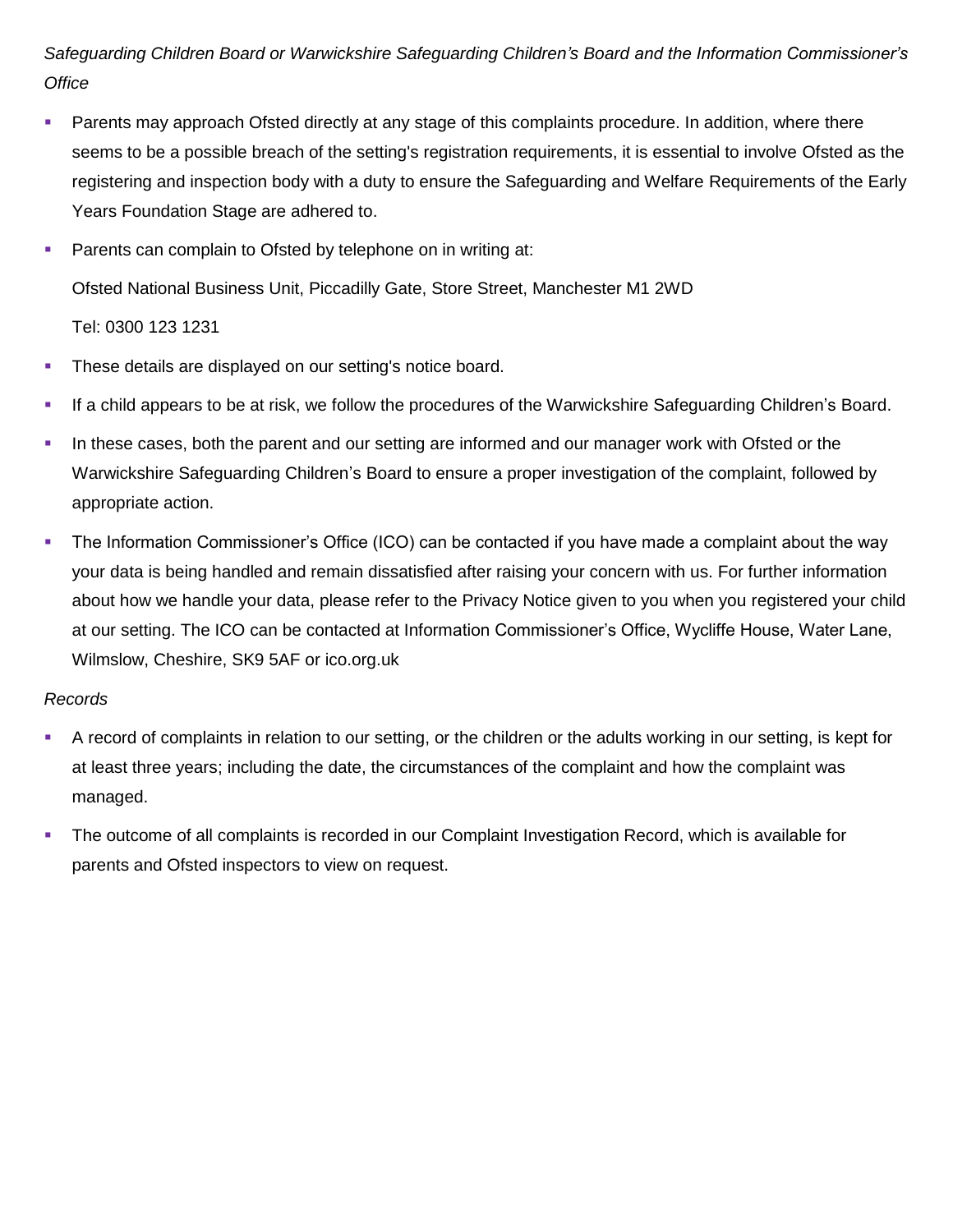*Safeguarding Children Board or Warwickshire Safeguarding Children's Board and the Information Commissioner's Office*

- Parents may approach Ofsted directly at any stage of this complaints procedure. In addition, where there seems to be a possible breach of the setting's registration requirements, it is essential to involve Ofsted as the registering and inspection body with a duty to ensure the Safeguarding and Welfare Requirements of the Early Years Foundation Stage are adhered to.
- Parents can complain to Ofsted by telephone on in writing at:

  Ofsted National Business Unit, Piccadilly Gate, Store Street, Manchester M1 2WD

  Tel: 0300 123 1231
- These details are displayed on our setting's notice board.
- If a child appears to be at risk, we follow the procedures of the Warwickshire Safeguarding Children's Board.
- In these cases, both the parent and our setting are informed and our manager work with Ofsted or the Warwickshire Safeguarding Children's Board to ensure a proper investigation of the complaint, followed by appropriate action.
- The Information Commissioner's Office (ICO) can be contacted if you have made a complaint about the way your data is being handled and remain dissatisfied after raising your concern with us. For further information about how we handle your data, please refer to the Privacy Notice given to you when you registered your child at our setting. The ICO can be contacted at Information Commissioner's Office, Wycliffe House, Water Lane, Wilmslow, Cheshire, SK9 5AF or ico.org.uk

*Records*

- A record of complaints in relation to our setting, or the children or the adults working in our setting, is kept for at least three years; including the date, the circumstances of the complaint and how the complaint was managed.
- The outcome of all complaints is recorded in our Complaint Investigation Record, which is available for parents and Ofsted inspectors to view on request.